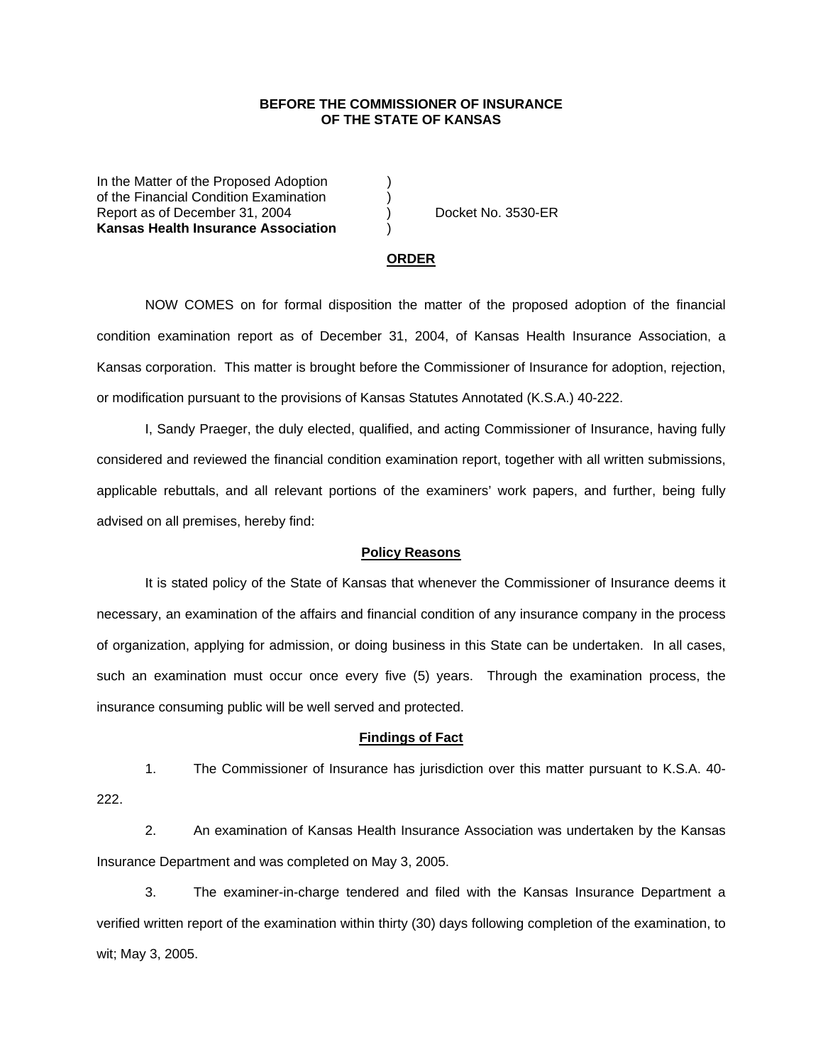**BEFORE THE COMMISSIONER OF INSURANCE**
**OF THE STATE OF KANSAS**

In the Matter of the Proposed Adoption )
of the Financial Condition Examination )
Report as of December 31, 2004 ) Docket No. 3530-ER
**Kansas Health Insurance Association** )

## ORDER

NOW COMES on for formal disposition the matter of the proposed adoption of the financial condition examination report as of December 31, 2004, of Kansas Health Insurance Association, a Kansas corporation. This matter is brought before the Commissioner of Insurance for adoption, rejection, or modification pursuant to the provisions of Kansas Statutes Annotated (K.S.A.) 40-222.

I, Sandy Praeger, the duly elected, qualified, and acting Commissioner of Insurance, having fully considered and reviewed the financial condition examination report, together with all written submissions, applicable rebuttals, and all relevant portions of the examiners' work papers, and further, being fully advised on all premises, hereby find:

## Policy Reasons

It is stated policy of the State of Kansas that whenever the Commissioner of Insurance deems it necessary, an examination of the affairs and financial condition of any insurance company in the process of organization, applying for admission, or doing business in this State can be undertaken. In all cases, such an examination must occur once every five (5) years. Through the examination process, the insurance consuming public will be well served and protected.

## Findings of Fact

1. The Commissioner of Insurance has jurisdiction over this matter pursuant to K.S.A. 40-222.

2. An examination of Kansas Health Insurance Association was undertaken by the Kansas Insurance Department and was completed on May 3, 2005.

3. The examiner-in-charge tendered and filed with the Kansas Insurance Department a verified written report of the examination within thirty (30) days following completion of the examination, to wit; May 3, 2005.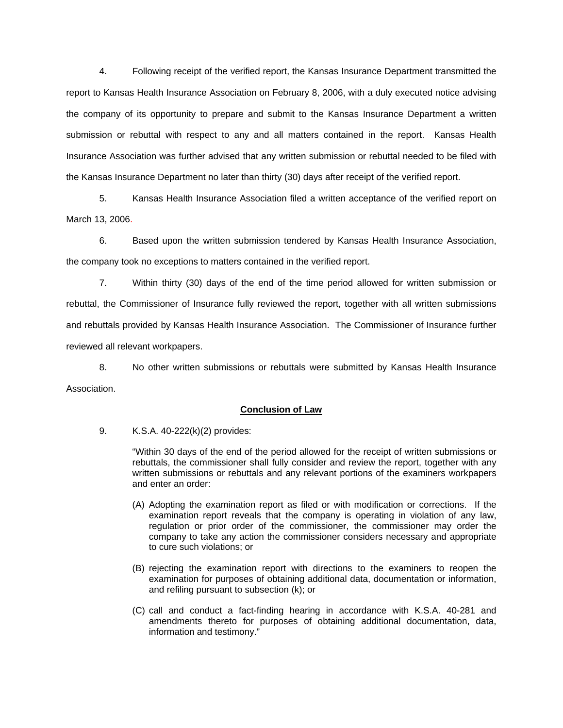4. Following receipt of the verified report, the Kansas Insurance Department transmitted the report to Kansas Health Insurance Association on February 8, 2006, with a duly executed notice advising the company of its opportunity to prepare and submit to the Kansas Insurance Department a written submission or rebuttal with respect to any and all matters contained in the report. Kansas Health Insurance Association was further advised that any written submission or rebuttal needed to be filed with the Kansas Insurance Department no later than thirty (30) days after receipt of the verified report.

5. Kansas Health Insurance Association filed a written acceptance of the verified report on March 13, 2006.

6. Based upon the written submission tendered by Kansas Health Insurance Association, the company took no exceptions to matters contained in the verified report.

7. Within thirty (30) days of the end of the time period allowed for written submission or rebuttal, the Commissioner of Insurance fully reviewed the report, together with all written submissions and rebuttals provided by Kansas Health Insurance Association. The Commissioner of Insurance further reviewed all relevant workpapers.

8. No other written submissions or rebuttals were submitted by Kansas Health Insurance Association.

**Conclusion of Law**

9. K.S.A. 40-222(k)(2) provides:

> "Within 30 days of the end of the period allowed for the receipt of written submissions or rebuttals, the commissioner shall fully consider and review the report, together with any written submissions or rebuttals and any relevant portions of the examiners workpapers and enter an order:
>
> (A) Adopting the examination report as filed or with modification or corrections. If the examination report reveals that the company is operating in violation of any law, regulation or prior order of the commissioner, the commissioner may order the company to take any action the commissioner considers necessary and appropriate to cure such violations; or
>
> (B) rejecting the examination report with directions to the examiners to reopen the examination for purposes of obtaining additional data, documentation or information, and refiling pursuant to subsection (k); or
>
> (C) call and conduct a fact-finding hearing in accordance with K.S.A. 40-281 and amendments thereto for purposes of obtaining additional documentation, data, information and testimony."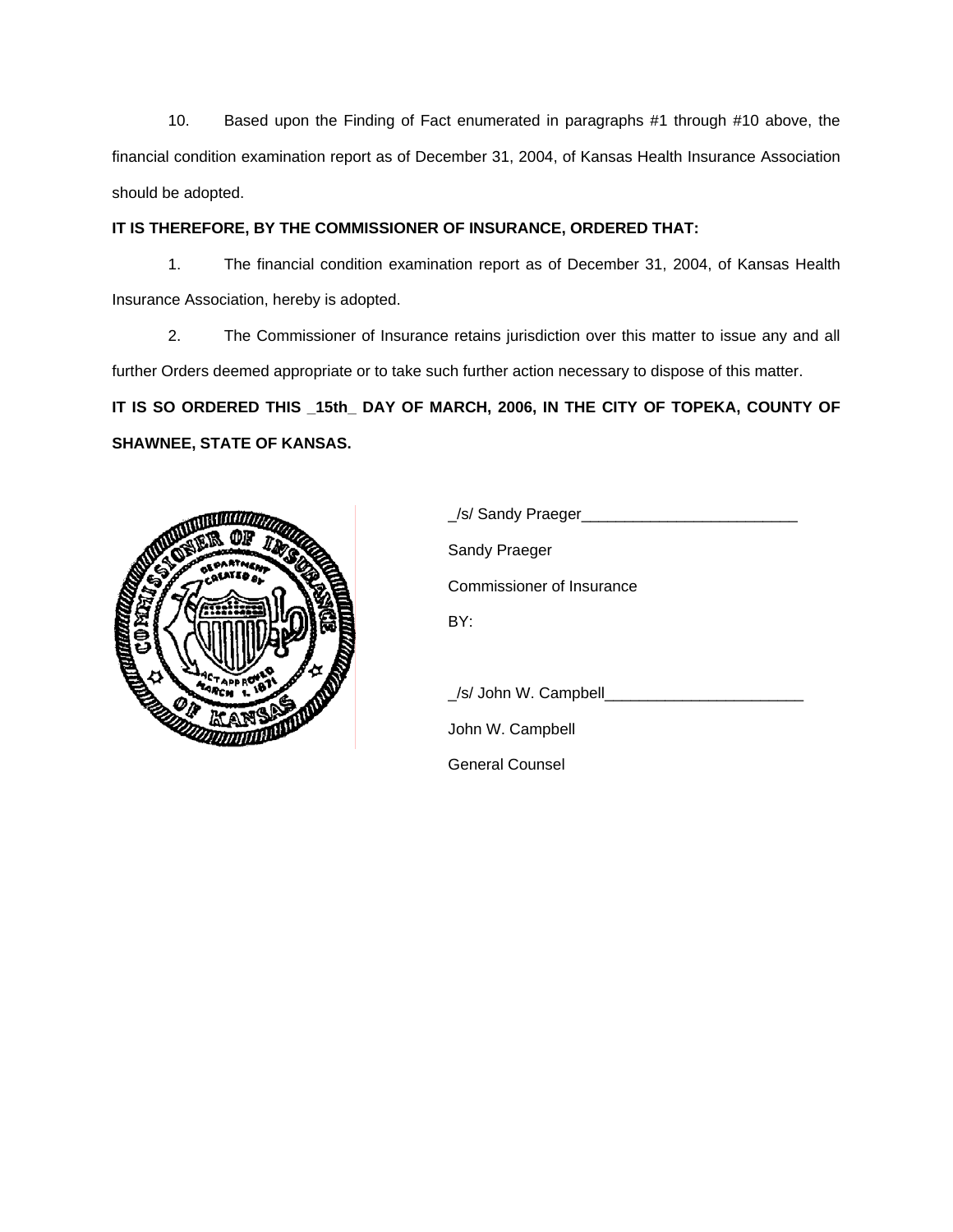10. Based upon the Finding of Fact enumerated in paragraphs #1 through #10 above, the financial condition examination report as of December 31, 2004, of Kansas Health Insurance Association should be adopted.

**IT IS THEREFORE, BY THE COMMISSIONER OF INSURANCE, ORDERED THAT:**

1. The financial condition examination report as of December 31, 2004, of Kansas Health Insurance Association, hereby is adopted.

2. The Commissioner of Insurance retains jurisdiction over this matter to issue any and all further Orders deemed appropriate or to take such further action necessary to dispose of this matter.

**IT IS SO ORDERED THIS _15th_ DAY OF MARCH, 2006, IN THE CITY OF TOPEKA, COUNTY OF SHAWNEE, STATE OF KANSAS.**

_/s/ Sandy Praeger_________________________

Sandy Praeger

Commissioner of Insurance

BY:

_/s/ John W. Campbell_______________________

John W. Campbell

General Counsel